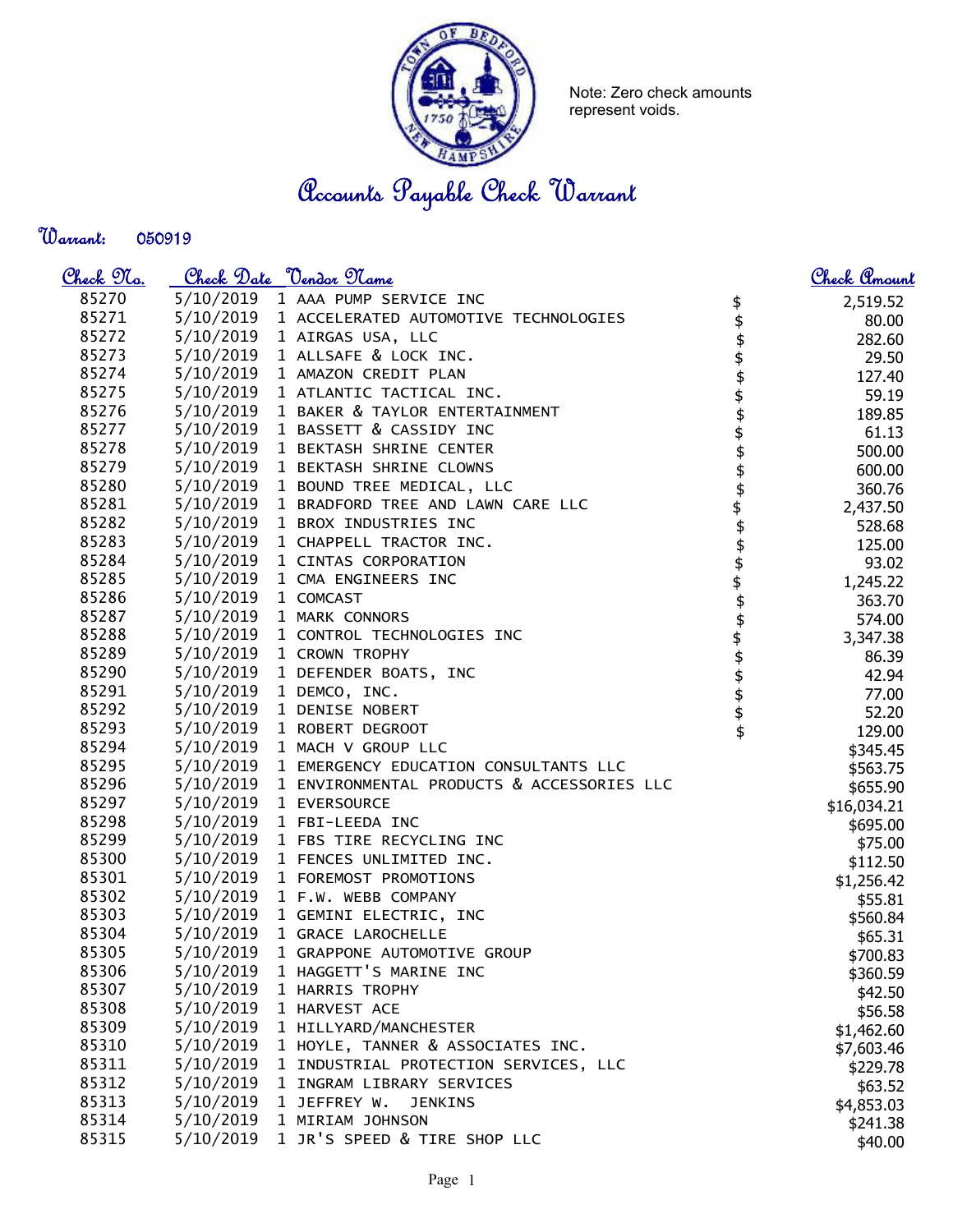Note: Zero check amounts represent voids.

# Accounts Payable Check Warrant

**Warrant:** 050919

| Check No. | Check Date | Vendor Name | Check Amount |
|---|---|---|---|
| 85270 | 5/10/2019 | 1 AAA PUMP SERVICE INC | $ 2,519.52 |
| 85271 | 5/10/2019 | 1 ACCELERATED AUTOMOTIVE TECHNOLOGIES | $ 80.00 |
| 85272 | 5/10/2019 | 1 AIRGAS USA, LLC | $ 282.60 |
| 85273 | 5/10/2019 | 1 ALLSAFE & LOCK INC. | $ 29.50 |
| 85274 | 5/10/2019 | 1 AMAZON CREDIT PLAN | $ 127.40 |
| 85275 | 5/10/2019 | 1 ATLANTIC TACTICAL INC. | $ 59.19 |
| 85276 | 5/10/2019 | 1 BAKER & TAYLOR ENTERTAINMENT | $ 189.85 |
| 85277 | 5/10/2019 | 1 BASSETT & CASSIDY INC | $ 61.13 |
| 85278 | 5/10/2019 | 1 BEKTASH SHRINE CENTER | $ 500.00 |
| 85279 | 5/10/2019 | 1 BEKTASH SHRINE CLOWNS | $ 600.00 |
| 85280 | 5/10/2019 | 1 BOUND TREE MEDICAL, LLC | $ 360.76 |
| 85281 | 5/10/2019 | 1 BRADFORD TREE AND LAWN CARE LLC | $ 2,437.50 |
| 85282 | 5/10/2019 | 1 BROX INDUSTRIES INC | $ 528.68 |
| 85283 | 5/10/2019 | 1 CHAPPELL TRACTOR INC. | $ 125.00 |
| 85284 | 5/10/2019 | 1 CINTAS CORPORATION | $ 93.02 |
| 85285 | 5/10/2019 | 1 CMA ENGINEERS INC | $ 1,245.22 |
| 85286 | 5/10/2019 | 1 COMCAST | $ 363.70 |
| 85287 | 5/10/2019 | 1 MARK CONNORS | $ 574.00 |
| 85288 | 5/10/2019 | 1 CONTROL TECHNOLOGIES INC | $ 3,347.38 |
| 85289 | 5/10/2019 | 1 CROWN TROPHY | $ 86.39 |
| 85290 | 5/10/2019 | 1 DEFENDER BOATS, INC | $ 42.94 |
| 85291 | 5/10/2019 | 1 DEMCO, INC. | $ 77.00 |
| 85292 | 5/10/2019 | 1 DENISE NOBERT | $ 52.20 |
| 85293 | 5/10/2019 | 1 ROBERT DEGROOT | $ 129.00 |
| 85294 | 5/10/2019 | 1 MACH V GROUP LLC | $345.45 |
| 85295 | 5/10/2019 | 1 EMERGENCY EDUCATION CONSULTANTS LLC | $563.75 |
| 85296 | 5/10/2019 | 1 ENVIRONMENTAL PRODUCTS & ACCESSORIES LLC | $655.90 |
| 85297 | 5/10/2019 | 1 EVERSOURCE | $16,034.21 |
| 85298 | 5/10/2019 | 1 FBI-LEEDA INC | $695.00 |
| 85299 | 5/10/2019 | 1 FBS TIRE RECYCLING INC | $75.00 |
| 85300 | 5/10/2019 | 1 FENCES UNLIMITED INC. | $112.50 |
| 85301 | 5/10/2019 | 1 FOREMOST PROMOTIONS | $1,256.42 |
| 85302 | 5/10/2019 | 1 F.W. WEBB COMPANY | $55.81 |
| 85303 | 5/10/2019 | 1 GEMINI ELECTRIC, INC | $560.84 |
| 85304 | 5/10/2019 | 1 GRACE LAROCHELLE | $65.31 |
| 85305 | 5/10/2019 | 1 GRAPPONE AUTOMOTIVE GROUP | $700.83 |
| 85306 | 5/10/2019 | 1 HAGGETT'S MARINE INC | $360.59 |
| 85307 | 5/10/2019 | 1 HARRIS TROPHY | $42.50 |
| 85308 | 5/10/2019 | 1 HARVEST ACE | $56.58 |
| 85309 | 5/10/2019 | 1 HILLYARD/MANCHESTER | $1,462.60 |
| 85310 | 5/10/2019 | 1 HOYLE, TANNER & ASSOCIATES INC. | $7,603.46 |
| 85311 | 5/10/2019 | 1 INDUSTRIAL PROTECTION SERVICES, LLC | $229.78 |
| 85312 | 5/10/2019 | 1 INGRAM LIBRARY SERVICES | $63.52 |
| 85313 | 5/10/2019 | 1 JEFFREY W. JENKINS | $4,853.03 |
| 85314 | 5/10/2019 | 1 MIRIAM JOHNSON | $241.38 |
| 85315 | 5/10/2019 | 1 JR'S SPEED & TIRE SHOP LLC | $40.00 |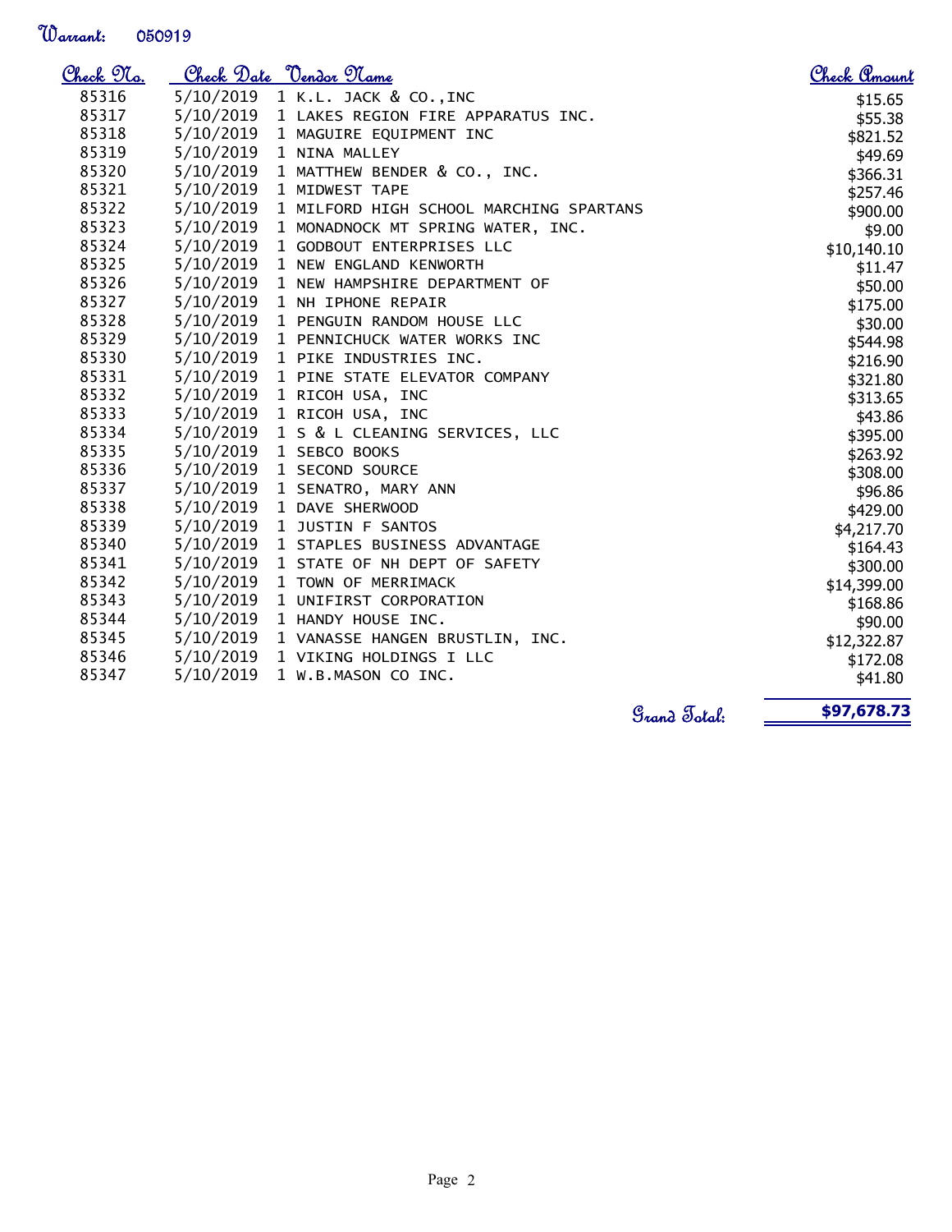Warrant: 050919

| Check No. | Check Date | Vendor Name | Check Amount |
|---|---|---|---|
| 85316 | 5/10/2019 | 1 K.L. JACK & CO.,INC | $15.65 |
| 85317 | 5/10/2019 | 1 LAKES REGION FIRE APPARATUS INC. | $55.38 |
| 85318 | 5/10/2019 | 1 MAGUIRE EQUIPMENT INC | $821.52 |
| 85319 | 5/10/2019 | 1 NINA MALLEY | $49.69 |
| 85320 | 5/10/2019 | 1 MATTHEW BENDER & CO., INC. | $366.31 |
| 85321 | 5/10/2019 | 1 MIDWEST TAPE | $257.46 |
| 85322 | 5/10/2019 | 1 MILFORD HIGH SCHOOL MARCHING SPARTANS | $900.00 |
| 85323 | 5/10/2019 | 1 MONADNOCK MT SPRING WATER, INC. | $9.00 |
| 85324 | 5/10/2019 | 1 GODBOUT ENTERPRISES LLC | $10,140.10 |
| 85325 | 5/10/2019 | 1 NEW ENGLAND KENWORTH | $11.47 |
| 85326 | 5/10/2019 | 1 NEW HAMPSHIRE DEPARTMENT OF | $50.00 |
| 85327 | 5/10/2019 | 1 NH IPHONE REPAIR | $175.00 |
| 85328 | 5/10/2019 | 1 PENGUIN RANDOM HOUSE LLC | $30.00 |
| 85329 | 5/10/2019 | 1 PENNICHUCK WATER WORKS INC | $544.98 |
| 85330 | 5/10/2019 | 1 PIKE INDUSTRIES INC. | $216.90 |
| 85331 | 5/10/2019 | 1 PINE STATE ELEVATOR COMPANY | $321.80 |
| 85332 | 5/10/2019 | 1 RICOH USA, INC | $313.65 |
| 85333 | 5/10/2019 | 1 RICOH USA, INC | $43.86 |
| 85334 | 5/10/2019 | 1 S & L CLEANING SERVICES, LLC | $395.00 |
| 85335 | 5/10/2019 | 1 SEBCO BOOKS | $263.92 |
| 85336 | 5/10/2019 | 1 SECOND SOURCE | $308.00 |
| 85337 | 5/10/2019 | 1 SENATRO, MARY ANN | $96.86 |
| 85338 | 5/10/2019 | 1 DAVE SHERWOOD | $429.00 |
| 85339 | 5/10/2019 | 1 JUSTIN F SANTOS | $4,217.70 |
| 85340 | 5/10/2019 | 1 STAPLES BUSINESS ADVANTAGE | $164.43 |
| 85341 | 5/10/2019 | 1 STATE OF NH DEPT OF SAFETY | $300.00 |
| 85342 | 5/10/2019 | 1 TOWN OF MERRIMACK | $14,399.00 |
| 85343 | 5/10/2019 | 1 UNIFIRST CORPORATION | $168.86 |
| 85344 | 5/10/2019 | 1 HANDY HOUSE INC. | $90.00 |
| 85345 | 5/10/2019 | 1 VANASSE HANGEN BRUSTLIN, INC. | $12,322.87 |
| 85346 | 5/10/2019 | 1 VIKING HOLDINGS I LLC | $172.08 |
| 85347 | 5/10/2019 | 1 W.B.MASON CO INC. | $41.80 |
| | | Grand Total: | **$97,678.73** |